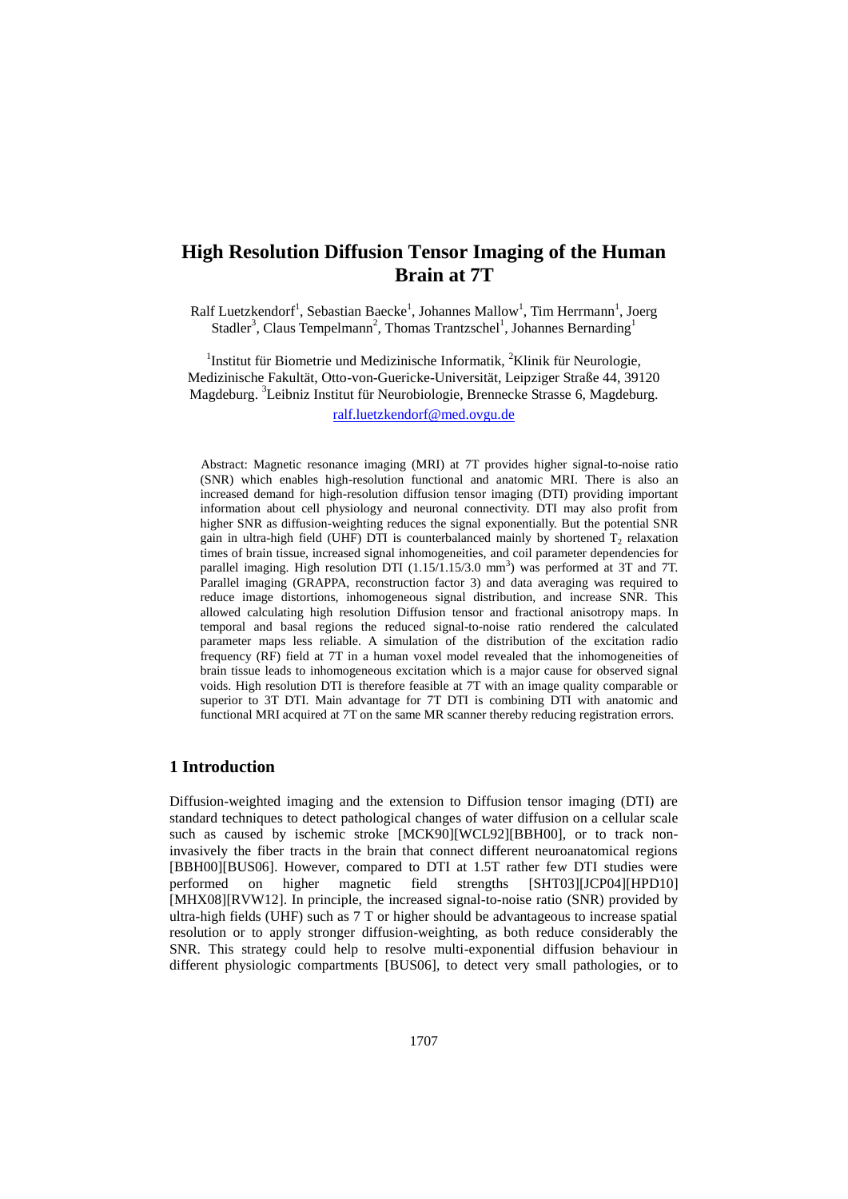# High Resolution Diffusion Tensor Imaging of the Human Brain at 7T

Ralf Luetzkendorf[1], Sebastian Baecke[1], Johannes Mallow[1], Tim Herrmann[1], Joerg Stadler[3], Claus Tempelmann[2], Thomas Trantzschel[1], Johannes Bernarding[1]

[1]Institut für Biometrie und Medizinische Informatik, [2]Klinik für Neurologie, Medizinische Fakultät, Otto-von-Guericke-Universität, Leipziger Straße 44, 39120 Magdeburg. [3]Leibniz Institut für Neurobiologie, Brennecke Strasse 6, Magdeburg.

ralf.luetzkendorf@med.ovgu.de

Abstract: Magnetic resonance imaging (MRI) at 7T provides higher signal-to-noise ratio (SNR) which enables high-resolution functional and anatomic MRI. There is also an increased demand for high-resolution diffusion tensor imaging (DTI) providing important information about cell physiology and neuronal connectivity. DTI may also profit from higher SNR as diffusion-weighting reduces the signal exponentially. But the potential SNR gain in ultra-high field (UHF) DTI is counterbalanced mainly by shortened $T_2$ relaxation times of brain tissue, increased signal inhomogeneities, and coil parameter dependencies for parallel imaging. High resolution DTI (1.15/1.15/3.0 $mm^3$) was performed at 3T and 7T. Parallel imaging (GRAPPA, reconstruction factor 3) and data averaging was required to reduce image distortions, inhomogeneous signal distribution, and increase SNR. This allowed calculating high resolution Diffusion tensor and fractional anisotropy maps. In temporal and basal regions the reduced signal-to-noise ratio rendered the calculated parameter maps less reliable. A simulation of the distribution of the excitation radio frequency (RF) field at 7T in a human voxel model revealed that the inhomogeneities of brain tissue leads to inhomogeneous excitation which is a major cause for observed signal voids. High resolution DTI is therefore feasible at 7T with an image quality comparable or superior to 3T DTI. Main advantage for 7T DTI is combining DTI with anatomic and functional MRI acquired at 7T on the same MR scanner thereby reducing registration errors.

## 1 Introduction

Diffusion-weighted imaging and the extension to Diffusion tensor imaging (DTI) are standard techniques to detect pathological changes of water diffusion on a cellular scale such as caused by ischemic stroke [MCK90][WCL92][BBH00], or to track non-invasively the fiber tracts in the brain that connect different neuroanatomical regions [BBH00][BUS06]. However, compared to DTI at 1.5T rather few DTI studies were performed on higher magnetic field strengths [SHT03][JCP04][HPD10] [MHX08][RVW12]. In principle, the increased signal-to-noise ratio (SNR) provided by ultra-high fields (UHF) such as 7 T or higher should be advantageous to increase spatial resolution or to apply stronger diffusion-weighting, as both reduce considerably the SNR. This strategy could help to resolve multi-exponential diffusion behaviour in different physiologic compartments [BUS06], to detect very small pathologies, or to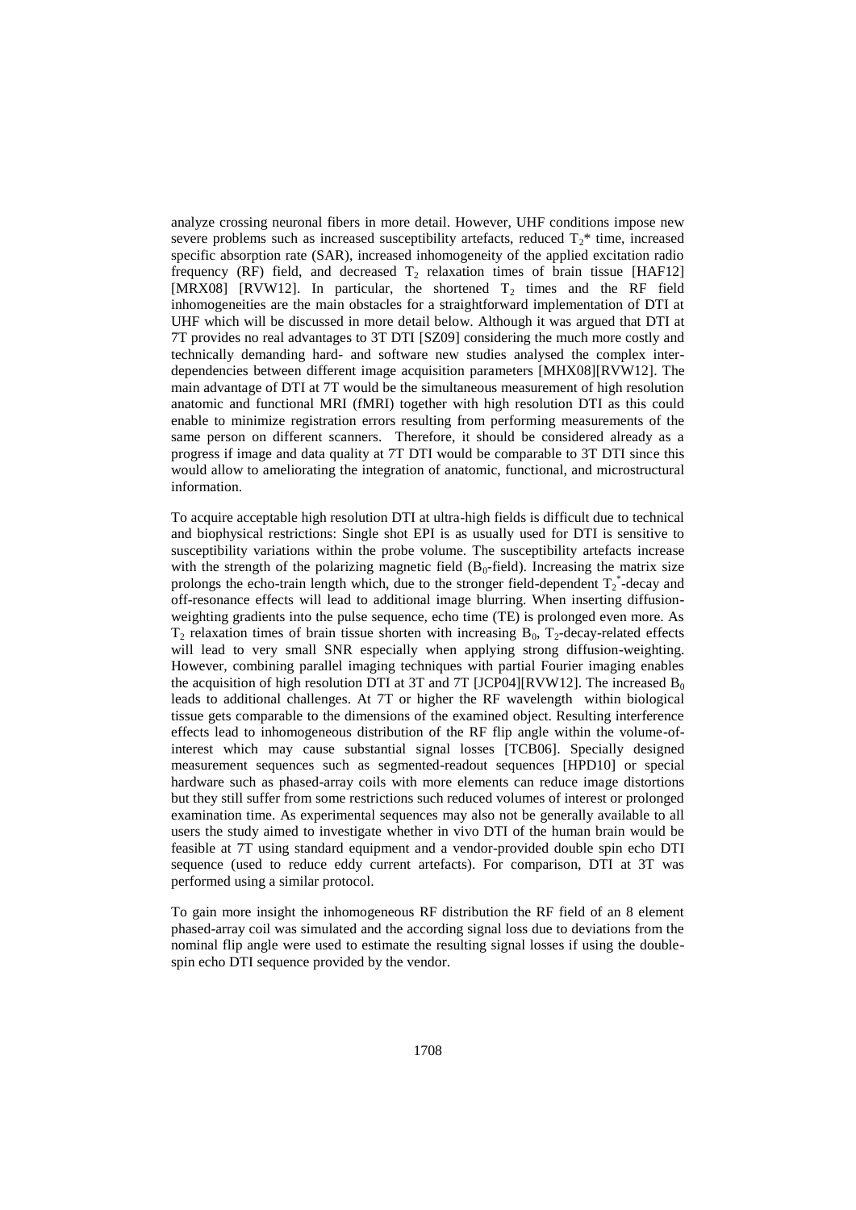analyze crossing neuronal fibers in more detail. However, UHF conditions impose new severe problems such as increased susceptibility artefacts, reduced $T_2$* time, increased specific absorption rate (SAR), increased inhomogeneity of the applied excitation radio frequency (RF) field, and decreased $T_2$ relaxation times of brain tissue [HAF12] [MRX08] [RVW12]. In particular, the shortened $T_2$ times and the RF field inhomogeneities are the main obstacles for a straightforward implementation of DTI at UHF which will be discussed in more detail below. Although it was argued that DTI at 7T provides no real advantages to 3T DTI [SZ09] considering the much more costly and technically demanding hard- and software new studies analysed the complex inter-dependencies between different image acquisition parameters [MHX08][RVW12]. The main advantage of DTI at 7T would be the simultaneous measurement of high resolution anatomic and functional MRI (fMRI) together with high resolution DTI as this could enable to minimize registration errors resulting from performing measurements of the same person on different scanners. Therefore, it should be considered already as a progress if image and data quality at 7T DTI would be comparable to 3T DTI since this would allow to ameliorating the integration of anatomic, functional, and microstructural information.

To acquire acceptable high resolution DTI at ultra-high fields is difficult due to technical and biophysical restrictions: Single shot EPI is as usually used for DTI is sensitive to susceptibility variations within the probe volume. The susceptibility artefacts increase with the strength of the polarizing magnetic field ($B_0$-field). Increasing the matrix size prolongs the echo-train length which, due to the stronger field-dependent $T_2^*$-decay and off-resonance effects will lead to additional image blurring. When inserting diffusion-weighting gradients into the pulse sequence, echo time (TE) is prolonged even more. As $T_2$ relaxation times of brain tissue shorten with increasing $B_0$, $T_2$-decay-related effects will lead to very small SNR especially when applying strong diffusion-weighting. However, combining parallel imaging techniques with partial Fourier imaging enables the acquisition of high resolution DTI at 3T and 7T [JCP04][RVW12]. The increased $B_0$ leads to additional challenges. At 7T or higher the RF wavelength within biological tissue gets comparable to the dimensions of the examined object. Resulting interference effects lead to inhomogeneous distribution of the RF flip angle within the volume-of-interest which may cause substantial signal losses [TCB06]. Specially designed measurement sequences such as segmented-readout sequences [HPD10] or special hardware such as phased-array coils with more elements can reduce image distortions but they still suffer from some restrictions such reduced volumes of interest or prolonged examination time. As experimental sequences may also not be generally available to all users the study aimed to investigate whether in vivo DTI of the human brain would be feasible at 7T using standard equipment and a vendor-provided double spin echo DTI sequence (used to reduce eddy current artefacts). For comparison, DTI at 3T was performed using a similar protocol.

To gain more insight the inhomogeneous RF distribution the RF field of an 8 element phased-array coil was simulated and the according signal loss due to deviations from the nominal flip angle were used to estimate the resulting signal losses if using the double-spin echo DTI sequence provided by the vendor.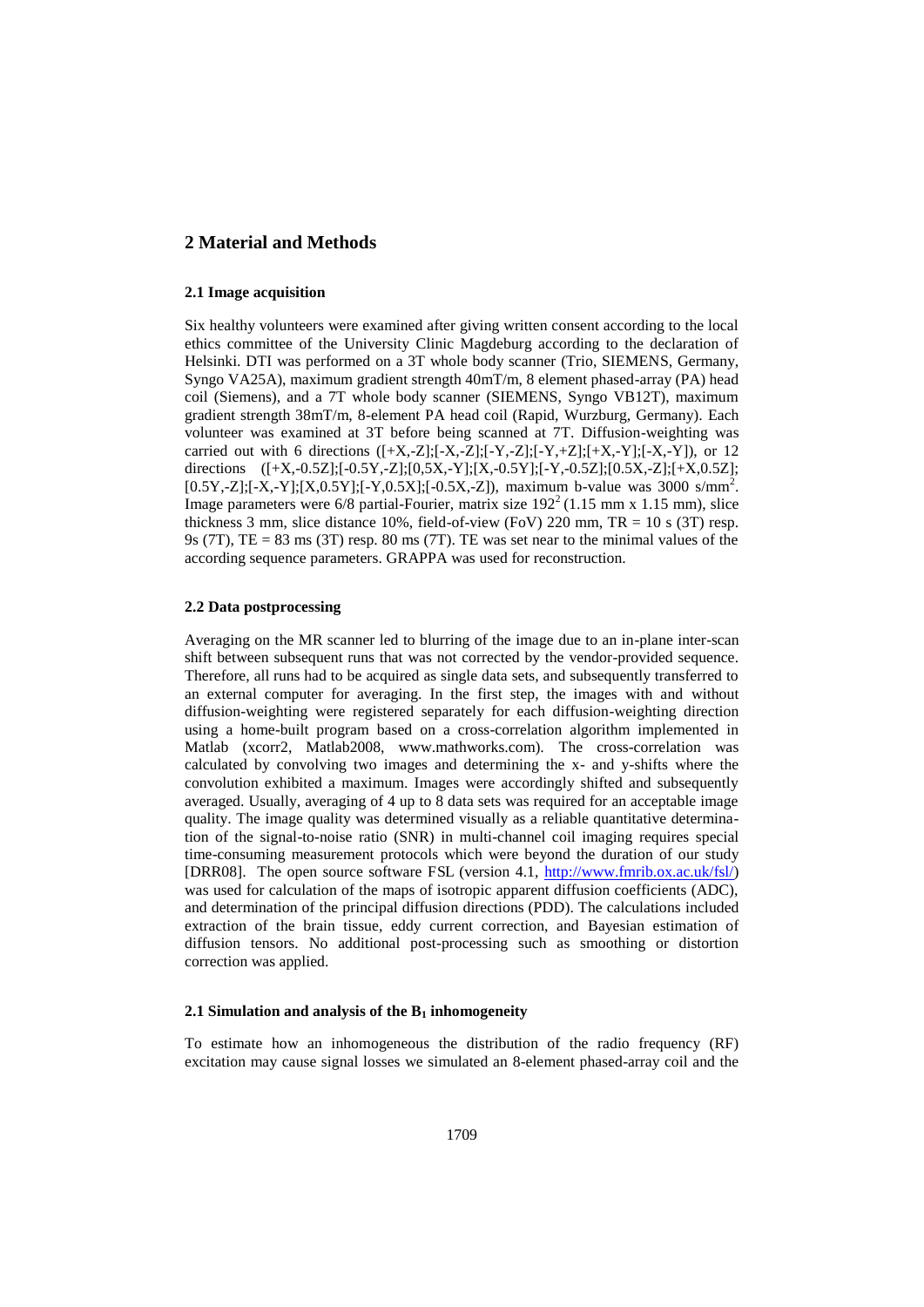## 2 Material and Methods

### 2.1 Image acquisition

Six healthy volunteers were examined after giving written consent according to the local ethics committee of the University Clinic Magdeburg according to the declaration of Helsinki. DTI was performed on a 3T whole body scanner (Trio, SIEMENS, Germany, Syngo VA25A), maximum gradient strength 40mT/m, 8 element phased-array (PA) head coil (Siemens), and a 7T whole body scanner (SIEMENS, Syngo VB12T), maximum gradient strength 38mT/m, 8-element PA head coil (Rapid, Wurzburg, Germany). Each volunteer was examined at 3T before being scanned at 7T. Diffusion-weighting was carried out with 6 directions ([+X,-Z];[-X,-Z];[-Y,-Z];[-Y,+Z];[+X,-Y];[-X,-Y]), or 12 directions ([+X,-0.5Z];[-0.5Y,-Z];[0,5X,-Y];[X,-0.5Y];[-Y,-0.5Z];[0.5X,-Z];[+X,0.5Z]; [0.5Y,-Z];[-X,-Y];[X,0.5Y];[-Y,0.5X];[-0.5X,-Z]), maximum b-value was 3000 s/mm$^2$. Image parameters were 6/8 partial-Fourier, matrix size $192^2$ (1.15 mm x 1.15 mm), slice thickness 3 mm, slice distance 10%, field-of-view (FoV) 220 mm, TR = 10 s (3T) resp. 9s (7T), TE = 83 ms (3T) resp. 80 ms (7T). TE was set near to the minimal values of the according sequence parameters. GRAPPA was used for reconstruction.

### 2.2 Data postprocessing

Averaging on the MR scanner led to blurring of the image due to an in-plane inter-scan shift between subsequent runs that was not corrected by the vendor-provided sequence. Therefore, all runs had to be acquired as single data sets, and subsequently transferred to an external computer for averaging. In the first step, the images with and without diffusion-weighting were registered separately for each diffusion-weighting direction using a home-built program based on a cross-correlation algorithm implemented in Matlab (xcorr2, Matlab2008, www.mathworks.com). The cross-correlation was calculated by convolving two images and determining the x- and y-shifts where the convolution exhibited a maximum. Images were accordingly shifted and subsequently averaged. Usually, averaging of 4 up to 8 data sets was required for an acceptable image quality. The image quality was determined visually as a reliable quantitative determination of the signal-to-noise ratio (SNR) in multi-channel coil imaging requires special time-consuming measurement protocols which were beyond the duration of our study [DRR08]. The open source software FSL (version 4.1, http://www.fmrib.ox.ac.uk/fsl/) was used for calculation of the maps of isotropic apparent diffusion coefficients (ADC), and determination of the principal diffusion directions (PDD). The calculations included extraction of the brain tissue, eddy current correction, and Bayesian estimation of diffusion tensors. No additional post-processing such as smoothing or distortion correction was applied.

### 2.1 Simulation and analysis of the $B_1$ inhomogeneity

To estimate how an inhomogeneous the distribution of the radio frequency (RF) excitation may cause signal losses we simulated an 8-element phased-array coil and the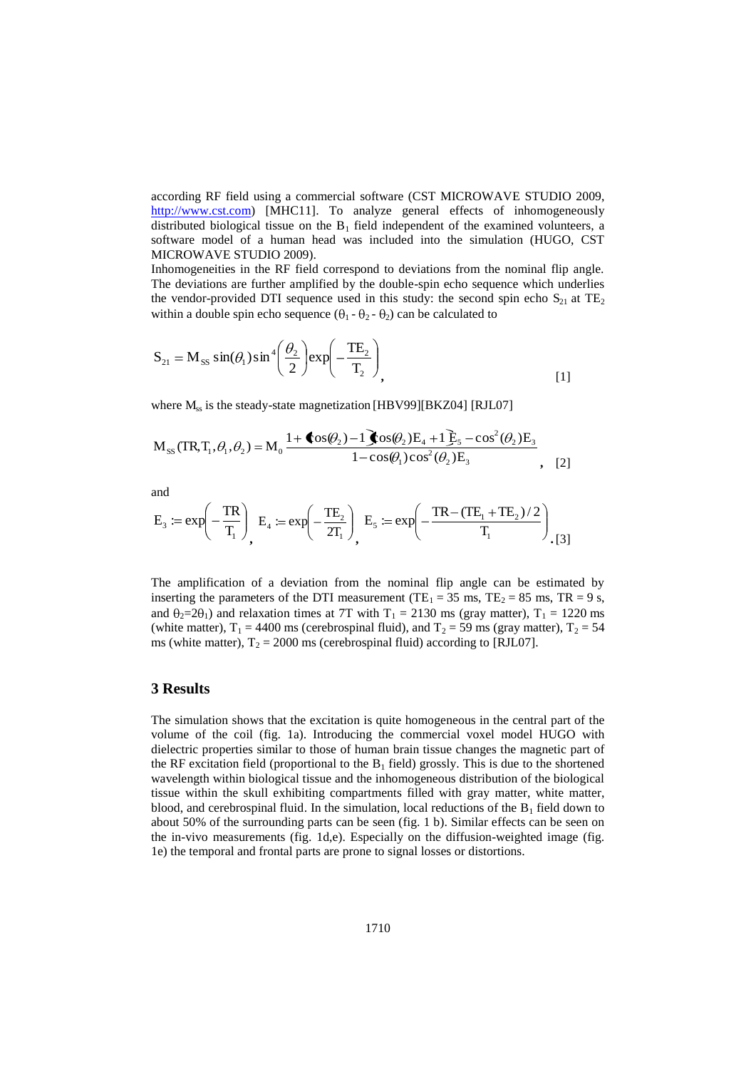according RF field using a commercial software (CST MICROWAVE STUDIO 2009, http://www.cst.com) [MHC11]. To analyze general effects of inhomogeneously distributed biological tissue on the $B_1$ field independent of the examined volunteers, a software model of a human head was included into the simulation (HUGO, CST MICROWAVE STUDIO 2009).

Inhomogeneities in the RF field correspond to deviations from the nominal flip angle. The deviations are further amplified by the double-spin echo sequence which underlies the vendor-provided DTI sequence used in this study: the second spin echo $S_{21}$ at $TE_2$ within a double spin echo sequence ($\theta_1$ - $\theta_2$ - $\theta_2$) can be calculated to

$$S_{21} = M_{SS} \sin(\theta_1) \sin^4\left(\frac{\theta_2}{2}\right) \exp\left(-\frac{TE_2}{T_2}\right), \quad [1]$$

where $M_{ss}$ is the steady-state magnetization [HBV99][BKZ04] [RJL07]

$$M_{SS}(TR, T_1, \theta_1, \theta_2) = M_0 \frac{1 + (\cos(\theta_2) - 1)(\cos(\theta_2) E_4 + 1) E_5 - \cos^2(\theta_2) E_3}{1 - \cos(\theta_1) \cos^2(\theta_2) E_3}, \quad [2]$$

and

$$E_3 := \exp\left(-\frac{TR}{T_1}\right), \quad E_4 := \exp\left(-\frac{TE_2}{2T_1}\right), \quad E_5 := \exp\left(-\frac{TR - (TE_1 + TE_2)/2}{T_1}\right). \quad [3]$$

The amplification of a deviation from the nominal flip angle can be estimated by inserting the parameters of the DTI measurement ($TE_1$ = 35 ms, $TE_2$ = 85 ms, TR = 9 s, and $\theta_2 = 2\theta_1$) and relaxation times at 7T with $T_1$ = 2130 ms (gray matter), $T_1$ = 1220 ms (white matter), $T_1$ = 4400 ms (cerebrospinal fluid), and $T_2$ = 59 ms (gray matter), $T_2$ = 54 ms (white matter), $T_2$ = 2000 ms (cerebrospinal fluid) according to [RJL07].

## 3 Results

The simulation shows that the excitation is quite homogeneous in the central part of the volume of the coil (fig. 1a). Introducing the commercial voxel model HUGO with dielectric properties similar to those of human brain tissue changes the magnetic part of the RF excitation field (proportional to the $B_1$ field) grossly. This is due to the shortened wavelength within biological tissue and the inhomogeneous distribution of the biological tissue within the skull exhibiting compartments filled with gray matter, white matter, blood, and cerebrospinal fluid. In the simulation, local reductions of the $B_1$ field down to about 50% of the surrounding parts can be seen (fig. 1 b). Similar effects can be seen on the in-vivo measurements (fig. 1d,e). Especially on the diffusion-weighted image (fig. 1e) the temporal and frontal parts are prone to signal losses or distortions.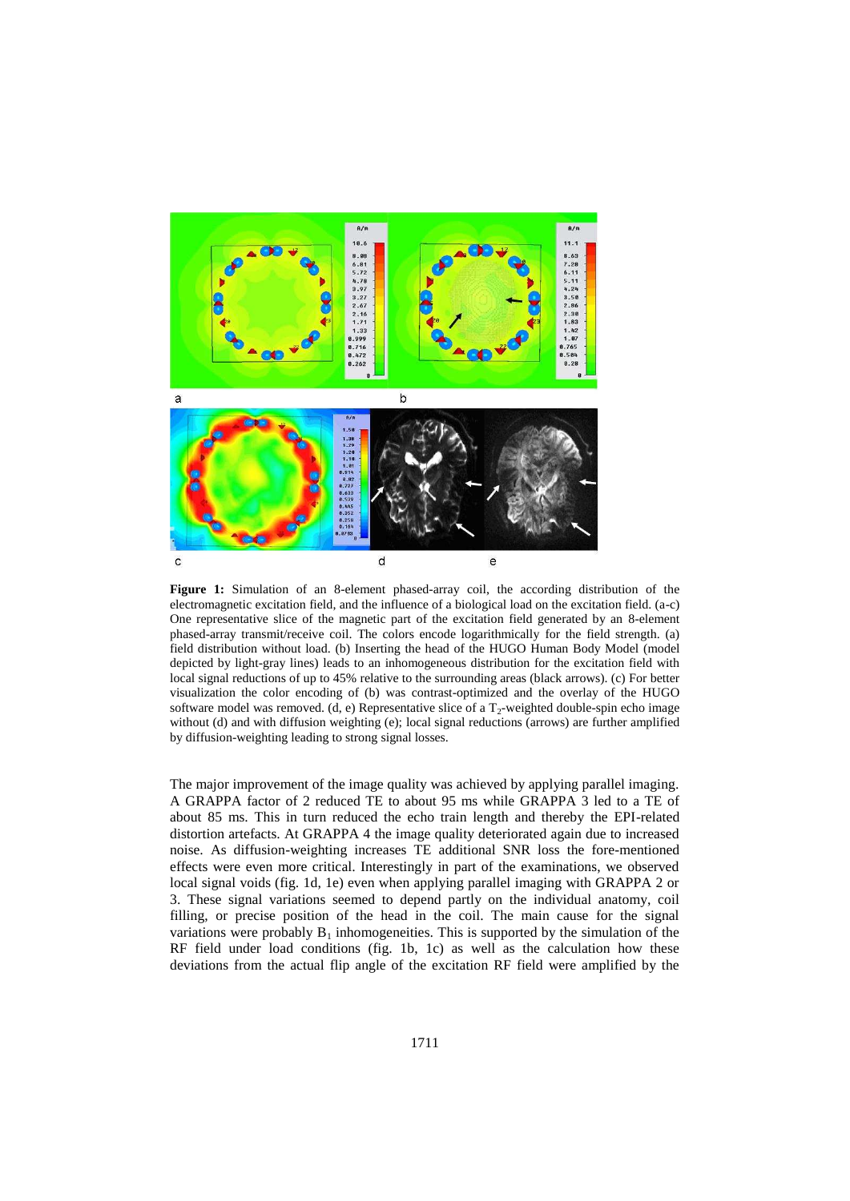**Figure 1:** Simulation of an 8-element phased-array coil, the according distribution of the electromagnetic excitation field, and the influence of a biological load on the excitation field. (a-c) One representative slice of the magnetic part of the excitation field generated by an 8-element phased-array transmit/receive coil. The colors encode logarithmically for the field strength. (a) field distribution without load. (b) Inserting the head of the HUGO Human Body Model (model depicted by light-gray lines) leads to an inhomogeneous distribution for the excitation field with local signal reductions of up to 45% relative to the surrounding areas (black arrows). (c) For better visualization the color encoding of (b) was contrast-optimized and the overlay of the HUGO software model was removed. (d, e) Representative slice of a $T_2$-weighted double-spin echo image without (d) and with diffusion weighting (e); local signal reductions (arrows) are further amplified by diffusion-weighting leading to strong signal losses.

The major improvement of the image quality was achieved by applying parallel imaging. A GRAPPA factor of 2 reduced TE to about 95 ms while GRAPPA 3 led to a TE of about 85 ms. This in turn reduced the echo train length and thereby the EPI-related distortion artefacts. At GRAPPA 4 the image quality deteriorated again due to increased noise. As diffusion-weighting increases TE additional SNR loss the fore-mentioned effects were even more critical. Interestingly in part of the examinations, we observed local signal voids (fig. 1d, 1e) even when applying parallel imaging with GRAPPA 2 or 3. These signal variations seemed to depend partly on the individual anatomy, coil filling, or precise position of the head in the coil. The main cause for the signal variations were probably $B_1$ inhomogeneities. This is supported by the simulation of the RF field under load conditions (fig. 1b, 1c) as well as the calculation how these deviations from the actual flip angle of the excitation RF field were amplified by the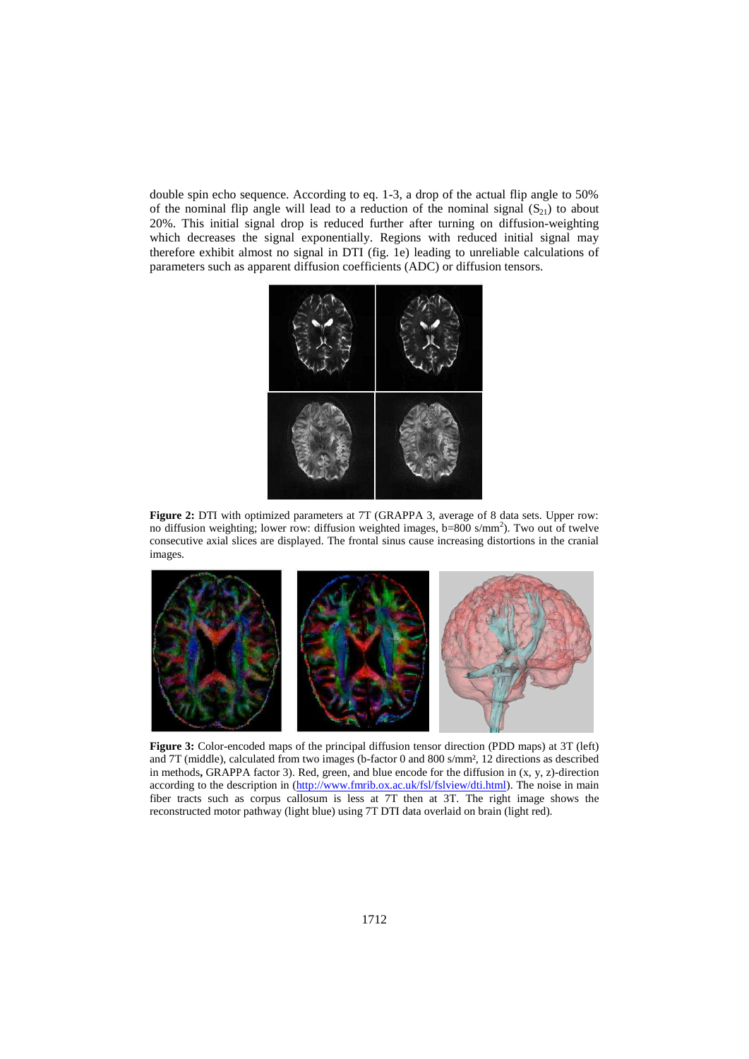double spin echo sequence. According to eq. 1-3, a drop of the actual flip angle to 50% of the nominal flip angle will lead to a reduction of the nominal signal ($S_{21}$) to about 20%. This initial signal drop is reduced further after turning on diffusion-weighting which decreases the signal exponentially. Regions with reduced initial signal may therefore exhibit almost no signal in DTI (fig. 1e) leading to unreliable calculations of parameters such as apparent diffusion coefficients (ADC) or diffusion tensors.

**Figure 2:** DTI with optimized parameters at 7T (GRAPPA 3, average of 8 data sets. Upper row: no diffusion weighting; lower row: diffusion weighted images, b=800 s/mm$^2$). Two out of twelve consecutive axial slices are displayed. The frontal sinus cause increasing distortions in the cranial images.

**Figure 3:** Color-encoded maps of the principal diffusion tensor direction (PDD maps) at 3T (left) and 7T (middle), calculated from two images (b-factor 0 and 800 s/mm², 12 directions as described in methods**,** GRAPPA factor 3). Red, green, and blue encode for the diffusion in (x, y, z)-direction according to the description in (http://www.fmrib.ox.ac.uk/fsl/fslview/dti.html). The noise in main fiber tracts such as corpus callosum is less at 7T then at 3T. The right image shows the reconstructed motor pathway (light blue) using 7T DTI data overlaid on brain (light red).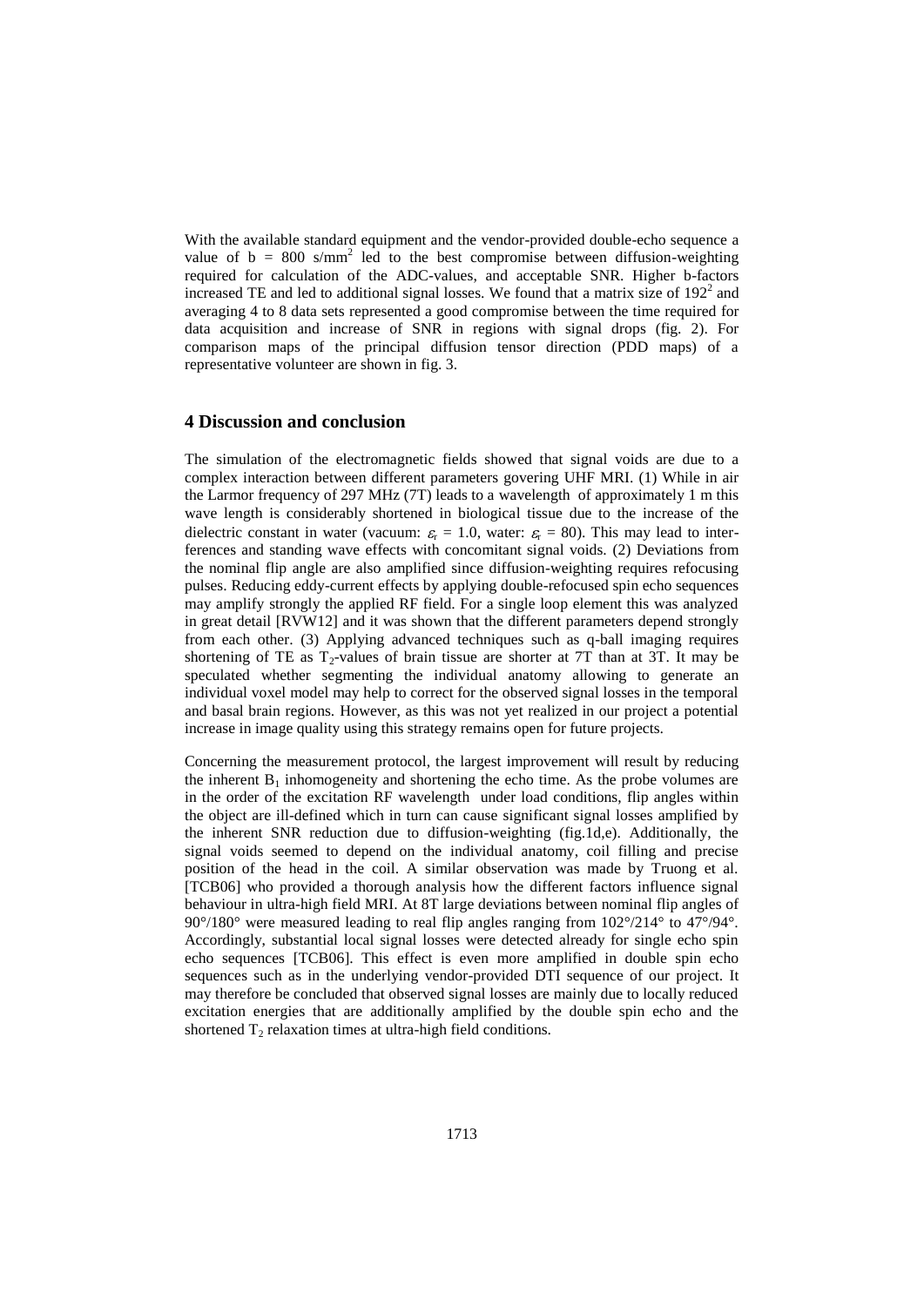With the available standard equipment and the vendor-provided double-echo sequence a value of $b = 800$ s/mm$^2$ led to the best compromise between diffusion-weighting required for calculation of the ADC-values, and acceptable SNR. Higher b-factors increased TE and led to additional signal losses. We found that a matrix size of $192^2$ and averaging 4 to 8 data sets represented a good compromise between the time required for data acquisition and increase of SNR in regions with signal drops (fig. 2). For comparison maps of the principal diffusion tensor direction (PDD maps) of a representative volunteer are shown in fig. 3.

## 4 Discussion and conclusion

The simulation of the electromagnetic fields showed that signal voids are due to a complex interaction between different parameters govering UHF MRI. (1) While in air the Larmor frequency of 297 MHz (7T) leads to a wavelength of approximately 1 m this wave length is considerably shortened in biological tissue due to the increase of the dielectric constant in water (vacuum: $\varepsilon_r = 1.0$, water: $\varepsilon_r = 80$). This may lead to interferences and standing wave effects with concomitant signal voids. (2) Deviations from the nominal flip angle are also amplified since diffusion-weighting requires refocusing pulses. Reducing eddy-current effects by applying double-refocused spin echo sequences may amplify strongly the applied RF field. For a single loop element this was analyzed in great detail [RVW12] and it was shown that the different parameters depend strongly from each other. (3) Applying advanced techniques such as q-ball imaging requires shortening of TE as $T_2$-values of brain tissue are shorter at 7T than at 3T. It may be speculated whether segmenting the individual anatomy allowing to generate an individual voxel model may help to correct for the observed signal losses in the temporal and basal brain regions. However, as this was not yet realized in our project a potential increase in image quality using this strategy remains open for future projects.

Concerning the measurement protocol, the largest improvement will result by reducing the inherent $B_1$ inhomogeneity and shortening the echo time. As the probe volumes are in the order of the excitation RF wavelength under load conditions, flip angles within the object are ill-defined which in turn can cause significant signal losses amplified by the inherent SNR reduction due to diffusion-weighting (fig.1d,e). Additionally, the signal voids seemed to depend on the individual anatomy, coil filling and precise position of the head in the coil. A similar observation was made by Truong et al. [TCB06] who provided a thorough analysis how the different factors influence signal behaviour in ultra-high field MRI. At 8T large deviations between nominal flip angles of 90°/180° were measured leading to real flip angles ranging from 102°/214° to 47°/94°. Accordingly, substantial local signal losses were detected already for single echo spin echo sequences [TCB06]. This effect is even more amplified in double spin echo sequences such as in the underlying vendor-provided DTI sequence of our project. It may therefore be concluded that observed signal losses are mainly due to locally reduced excitation energies that are additionally amplified by the double spin echo and the shortened $T_2$ relaxation times at ultra-high field conditions.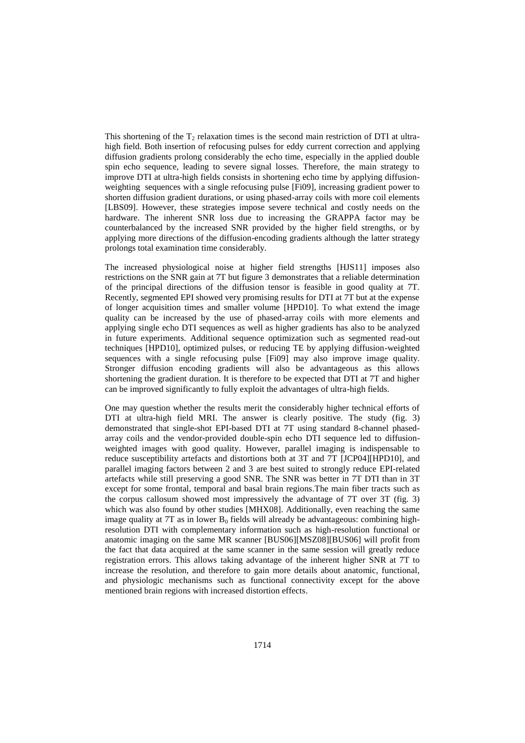This shortening of the $T_2$ relaxation times is the second main restriction of DTI at ultra-high field. Both insertion of refocusing pulses for eddy current correction and applying diffusion gradients prolong considerably the echo time, especially in the applied double spin echo sequence, leading to severe signal losses. Therefore, the main strategy to improve DTI at ultra-high fields consists in shortening echo time by applying diffusion-weighting sequences with a single refocusing pulse [Fi09], increasing gradient power to shorten diffusion gradient durations, or using phased-array coils with more coil elements [LBS09]. However, these strategies impose severe technical and costly needs on the hardware. The inherent SNR loss due to increasing the GRAPPA factor may be counterbalanced by the increased SNR provided by the higher field strengths, or by applying more directions of the diffusion-encoding gradients although the latter strategy prolongs total examination time considerably.

The increased physiological noise at higher field strengths [HJS11] imposes also restrictions on the SNR gain at 7T but figure 3 demonstrates that a reliable determination of the principal directions of the diffusion tensor is feasible in good quality at 7T. Recently, segmented EPI showed very promising results for DTI at 7T but at the expense of longer acquisition times and smaller volume [HPD10]. To what extend the image quality can be increased by the use of phased-array coils with more elements and applying single echo DTI sequences as well as higher gradients has also to be analyzed in future experiments. Additional sequence optimization such as segmented read-out techniques [HPD10], optimized pulses, or reducing TE by applying diffusion-weighted sequences with a single refocusing pulse [Fi09] may also improve image quality. Stronger diffusion encoding gradients will also be advantageous as this allows shortening the gradient duration. It is therefore to be expected that DTI at 7T and higher can be improved significantly to fully exploit the advantages of ultra-high fields.

One may question whether the results merit the considerably higher technical efforts of DTI at ultra-high field MRI. The answer is clearly positive. The study (fig. 3) demonstrated that single-shot EPI-based DTI at 7T using standard 8-channel phased-array coils and the vendor-provided double-spin echo DTI sequence led to diffusion-weighted images with good quality. However, parallel imaging is indispensable to reduce susceptibility artefacts and distortions both at 3T and 7T [JCP04][HPD10], and parallel imaging factors between 2 and 3 are best suited to strongly reduce EPI-related artefacts while still preserving a good SNR. The SNR was better in 7T DTI than in 3T except for some frontal, temporal and basal brain regions.The main fiber tracts such as the corpus callosum showed most impressively the advantage of 7T over 3T (fig. 3) which was also found by other studies [MHX08]. Additionally, even reaching the same image quality at 7T as in lower $B_0$ fields will already be advantageous: combining high-resolution DTI with complementary information such as high-resolution functional or anatomic imaging on the same MR scanner [BUS06][MSZ08][BUS06] will profit from the fact that data acquired at the same scanner in the same session will greatly reduce registration errors. This allows taking advantage of the inherent higher SNR at 7T to increase the resolution, and therefore to gain more details about anatomic, functional, and physiologic mechanisms such as functional connectivity except for the above mentioned brain regions with increased distortion effects.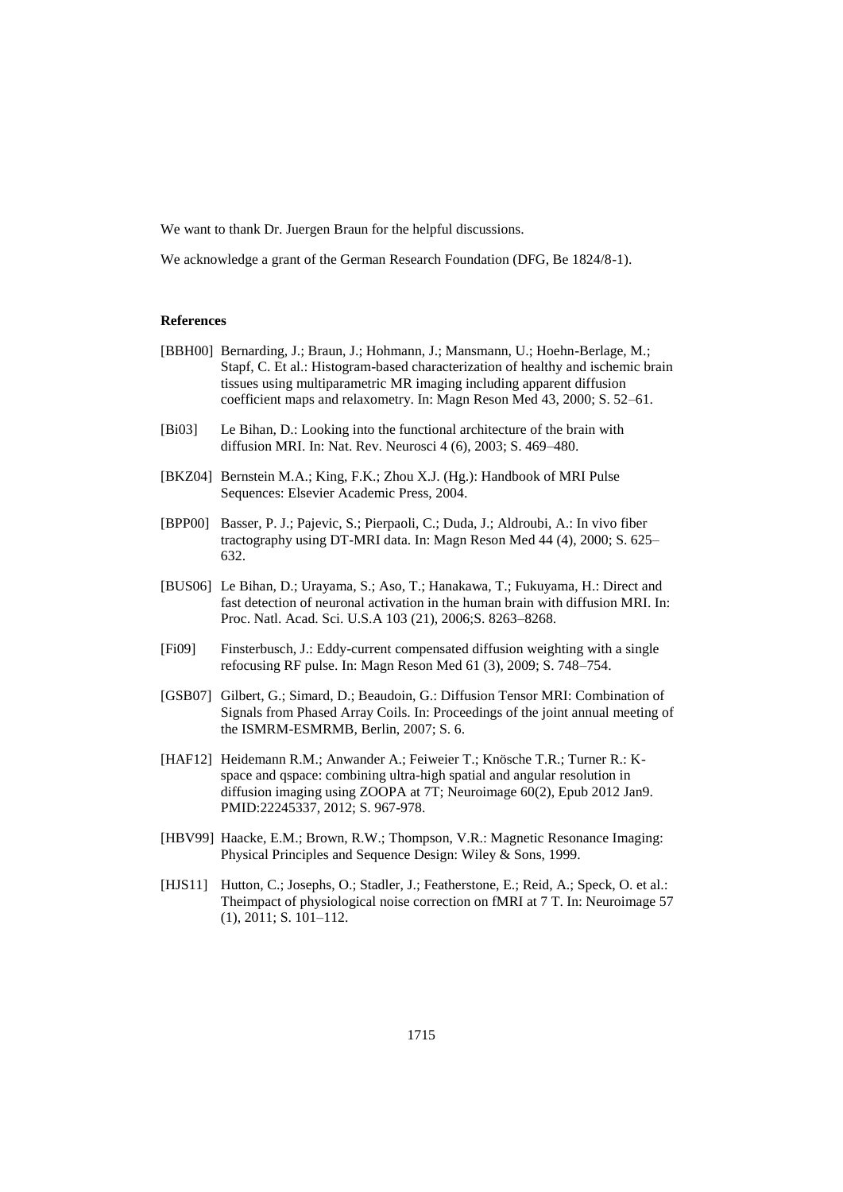We want to thank Dr. Juergen Braun for the helpful discussions.

We acknowledge a grant of the German Research Foundation (DFG, Be 1824/8-1).

**References**

[BBH00] Bernarding, J.; Braun, J.; Hohmann, J.; Mansmann, U.; Hoehn-Berlage, M.; Stapf, C. Et al.: Histogram-based characterization of healthy and ischemic brain tissues using multiparametric MR imaging including apparent diffusion coefficient maps and relaxometry. In: Magn Reson Med 43, 2000; S. 52–61.

[Bi03] Le Bihan, D.: Looking into the functional architecture of the brain with diffusion MRI. In: Nat. Rev. Neurosci 4 (6), 2003; S. 469–480.

[BKZ04] Bernstein M.A.; King, F.K.; Zhou X.J. (Hg.): Handbook of MRI Pulse Sequences: Elsevier Academic Press, 2004.

[BPP00] Basser, P. J.; Pajevic, S.; Pierpaoli, C.; Duda, J.; Aldroubi, A.: In vivo fiber tractography using DT-MRI data. In: Magn Reson Med 44 (4), 2000; S. 625–632.

[BUS06] Le Bihan, D.; Urayama, S.; Aso, T.; Hanakawa, T.; Fukuyama, H.: Direct and fast detection of neuronal activation in the human brain with diffusion MRI. In: Proc. Natl. Acad. Sci. U.S.A 103 (21), 2006;S. 8263–8268.

[Fi09] Finsterbusch, J.: Eddy-current compensated diffusion weighting with a single refocusing RF pulse. In: Magn Reson Med 61 (3), 2009; S. 748–754.

[GSB07] Gilbert, G.; Simard, D.; Beaudoin, G.: Diffusion Tensor MRI: Combination of Signals from Phased Array Coils. In: Proceedings of the joint annual meeting of the ISMRM-ESMRMB, Berlin, 2007; S. 6.

[HAF12] Heidemann R.M.; Anwander A.; Feiweier T.; Knösche T.R.; Turner R.: K-space and qspace: combining ultra-high spatial and angular resolution in diffusion imaging using ZOOPA at 7T; Neuroimage 60(2), Epub 2012 Jan9. PMID:22245337, 2012; S. 967-978.

[HBV99] Haacke, E.M.; Brown, R.W.; Thompson, V.R.: Magnetic Resonance Imaging: Physical Principles and Sequence Design: Wiley & Sons, 1999.

[HJS11] Hutton, C.; Josephs, O.; Stadler, J.; Featherstone, E.; Reid, A.; Speck, O. et al.: Theimpact of physiological noise correction on fMRI at 7 T. In: Neuroimage 57 (1), 2011; S. 101–112.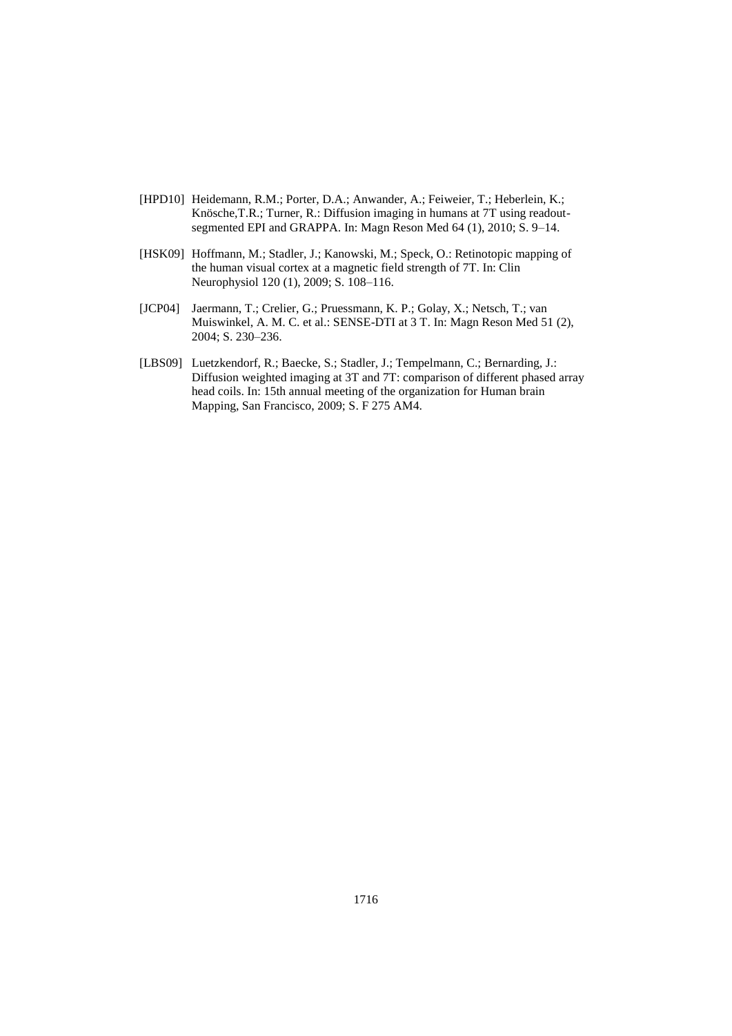[HPD10] Heidemann, R.M.; Porter, D.A.; Anwander, A.; Feiweier, T.; Heberlein, K.; Knösche,T.R.; Turner, R.: Diffusion imaging in humans at 7T using readout-segmented EPI and GRAPPA. In: Magn Reson Med 64 (1), 2010; S. 9–14.

[HSK09] Hoffmann, M.; Stadler, J.; Kanowski, M.; Speck, O.: Retinotopic mapping of the human visual cortex at a magnetic field strength of 7T. In: Clin Neurophysiol 120 (1), 2009; S. 108–116.

[JCP04] Jaermann, T.; Crelier, G.; Pruessmann, K. P.; Golay, X.; Netsch, T.; van Muiswinkel, A. M. C. et al.: SENSE-DTI at 3 T. In: Magn Reson Med 51 (2), 2004; S. 230–236.

[LBS09] Luetzkendorf, R.; Baecke, S.; Stadler, J.; Tempelmann, C.; Bernarding, J.: Diffusion weighted imaging at 3T and 7T: comparison of different phased array head coils. In: 15th annual meeting of the organization for Human brain Mapping, San Francisco, 2009; S. F 275 AM4.